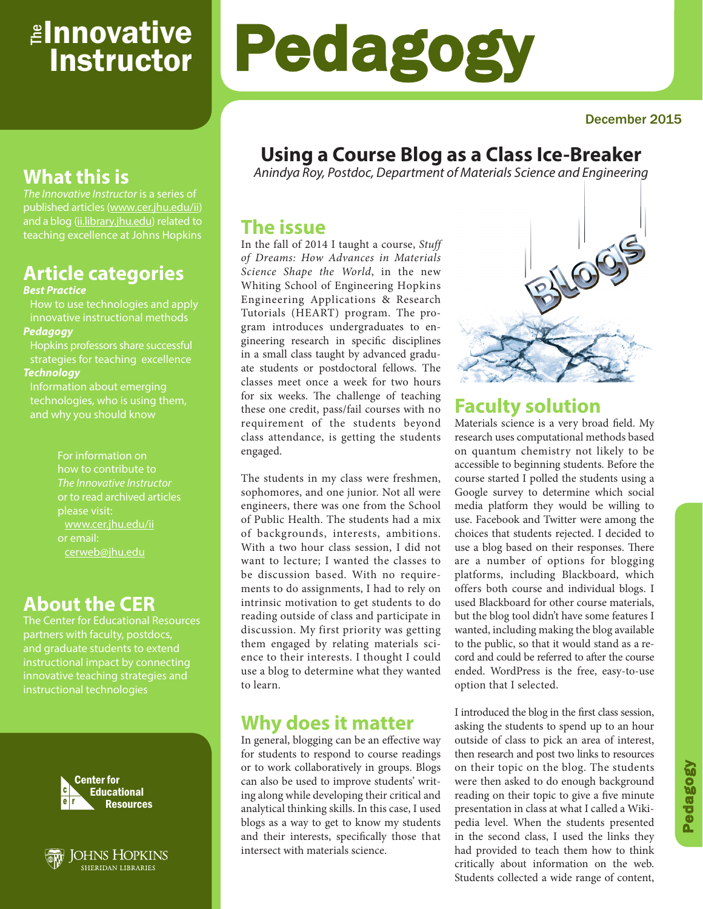# The Innovative Instructor

# Pedagogy

December 2015

## What this is

*The Innovative Instructor* is a series of published articles (www.cer.jhu.edu/ii) and a blog (ii.library.jhu.edu) related to teaching excellence at Johns Hopkins

## Article categories

***Best Practice***

How to use technologies and apply innovative instructional methods

***Pedagogy***

Hopkins professors share successful strategies for teaching excellence

***Technology***

Information about emerging technologies, who is using them, and why you should know

For information on how to contribute to *The Innovative Instructor* or to read archived articles please visit: www.cer.jhu.edu/ii or email: cerweb@jhu.edu

## About the CER

The Center for Educational Resources partners with faculty, postdocs, and graduate students to extend instructional impact by connecting innovative teaching strategies and instructional technologies

Center for Educational Resources

Johns Hopkins Sheridan Libraries

# Using a Course Blog as a Class Ice-Breaker

*Anindya Roy, Postdoc, Department of Materials Science and Engineering*

## The issue

In the fall of 2014 I taught a course, *Stuff of Dreams: How Advances in Materials Science Shape the World*, in the new Whiting School of Engineering Hopkins Engineering Applications & Research Tutorials (HEART) program. The program introduces undergraduates to engineering research in specific disciplines in a small class taught by advanced graduate students or postdoctoral fellows. The classes meet once a week for two hours for six weeks. The challenge of teaching these one credit, pass/fail courses with no requirement of the students beyond class attendance, is getting the students engaged.

The students in my class were freshmen, sophomores, and one junior. Not all were engineers, there was one from the School of Public Health. The students had a mix of backgrounds, interests, ambitions. With a two hour class session, I did not want to lecture; I wanted the classes to be discussion based. With no requirements to do assignments, I had to rely on intrinsic motivation to get students to do reading outside of class and participate in discussion. My first priority was getting them engaged by relating materials science to their interests. I thought I could use a blog to determine what they wanted to learn.

## Why does it matter

In general, blogging can be an effective way for students to respond to course readings or to work collaboratively in groups. Blogs can also be used to improve students' writing along while developing their critical and analytical thinking skills. In this case, I used blogs as a way to get to know my students and their interests, specifically those that intersect with materials science.

## Faculty solution

Materials science is a very broad field. My research uses computational methods based on quantum chemistry not likely to be accessible to beginning students. Before the course started I polled the students using a Google survey to determine which social media platform they would be willing to use. Facebook and Twitter were among the choices that students rejected. I decided to use a blog based on their responses. There are a number of options for blogging platforms, including Blackboard, which offers both course and individual blogs. I used Blackboard for other course materials, but the blog tool didn't have some features I wanted, including making the blog available to the public, so that it would stand as a record and could be referred to after the course ended. WordPress is the free, easy-to-use option that I selected.

I introduced the blog in the first class session, asking the students to spend up to an hour outside of class to pick an area of interest, then research and post two links to resources on their topic on the blog. The students were then asked to do enough background reading on their topic to give a five minute presentation in class at what I called a Wikipedia level. When the students presented in the second class, I used the links they had provided to teach them how to think critically about information on the web. Students collected a wide range of content,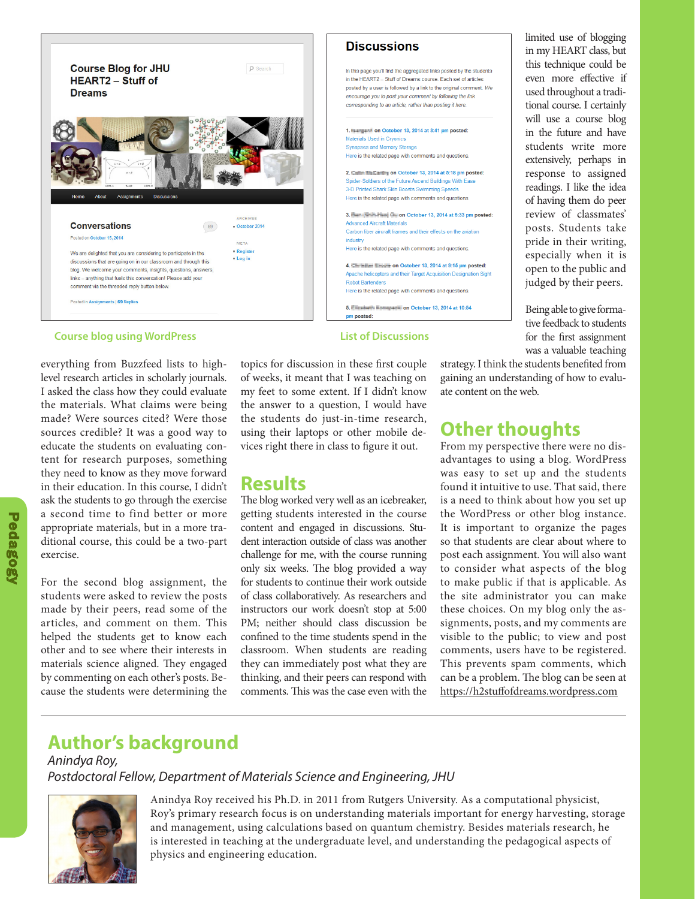Course blog using WordPress

List of Discussions

limited use of blogging in my HEART class, but this technique could be even more effective if used throughout a traditional course. I certainly will use a course blog in the future and have students write more extensively, perhaps in response to assigned readings. I like the idea of having them do peer review of classmates' posts. Students take pride in their writing, especially when it is open to the public and judged by their peers.

Being able to give formative feedback to students for the first assignment was a valuable teaching strategy. I think the students benefited from gaining an understanding of how to evaluate content on the web.

everything from Buzzfeed lists to high-level research articles in scholarly journals. I asked the class how they could evaluate the materials. What claims were being made? Were sources cited? Were those sources credible? It was a good way to educate the students on evaluating content for research purposes, something they need to know as they move forward in their education. In this course, I didn't ask the students to go through the exercise a second time to find better or more appropriate materials, but in a more traditional course, this could be a two-part exercise.

For the second blog assignment, the students were asked to review the posts made by their peers, read some of the articles, and comment on them. This helped the students get to know each other and to see where their interests in materials science aligned. They engaged by commenting on each other's posts. Because the students were determining the topics for discussion in these first couple of weeks, it meant that I was teaching on my feet to some extent. If I didn't know the answer to a question, I would have the students do just-in-time research, using their laptops or other mobile devices right there in class to figure it out.

## Results

The blog worked very well as an icebreaker, getting students interested in the course content and engaged in discussions. Student interaction outside of class was another challenge for me, with the course running only six weeks. The blog provided a way for students to continue their work outside of class collaboratively. As researchers and instructors our work doesn't stop at 5:00 PM; neither should class discussion be confined to the time students spend in the classroom. When students are reading they can immediately post what they are thinking, and their peers can respond with comments. This was the case even with the

## Other thoughts

From my perspective there were no disadvantages to using a blog. WordPress was easy to set up and the students found it intuitive to use. That said, there is a need to think about how you set up the WordPress or other blog instance. It is important to organize the pages so that students are clear about where to post each assignment. You will also want to consider what aspects of the blog to make public if that is applicable. As the site administrator you can make these choices. On my blog only the assignments, posts, and my comments are visible to the public; to view and post comments, users have to be registered. This prevents spam comments, which can be a problem. The blog can be seen at https://h2stuffofdreams.wordpress.com

---

## Author's background

*Anindya Roy,*

*Postdoctoral Fellow, Department of Materials Science and Engineering, JHU*

Anindya Roy received his Ph.D. in 2011 from Rutgers University. As a computational physicist, Roy's primary research focus is on understanding materials important for energy harvesting, storage and management, using calculations based on quantum chemistry. Besides materials research, he is interested in teaching at the undergraduate level, and understanding the pedagogical aspects of physics and engineering education.